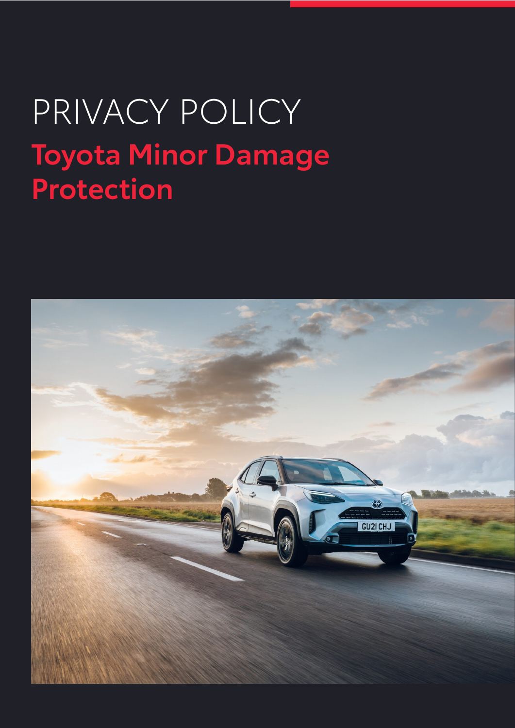# PRIVACY POLICY

## Toyota Minor Damage Protection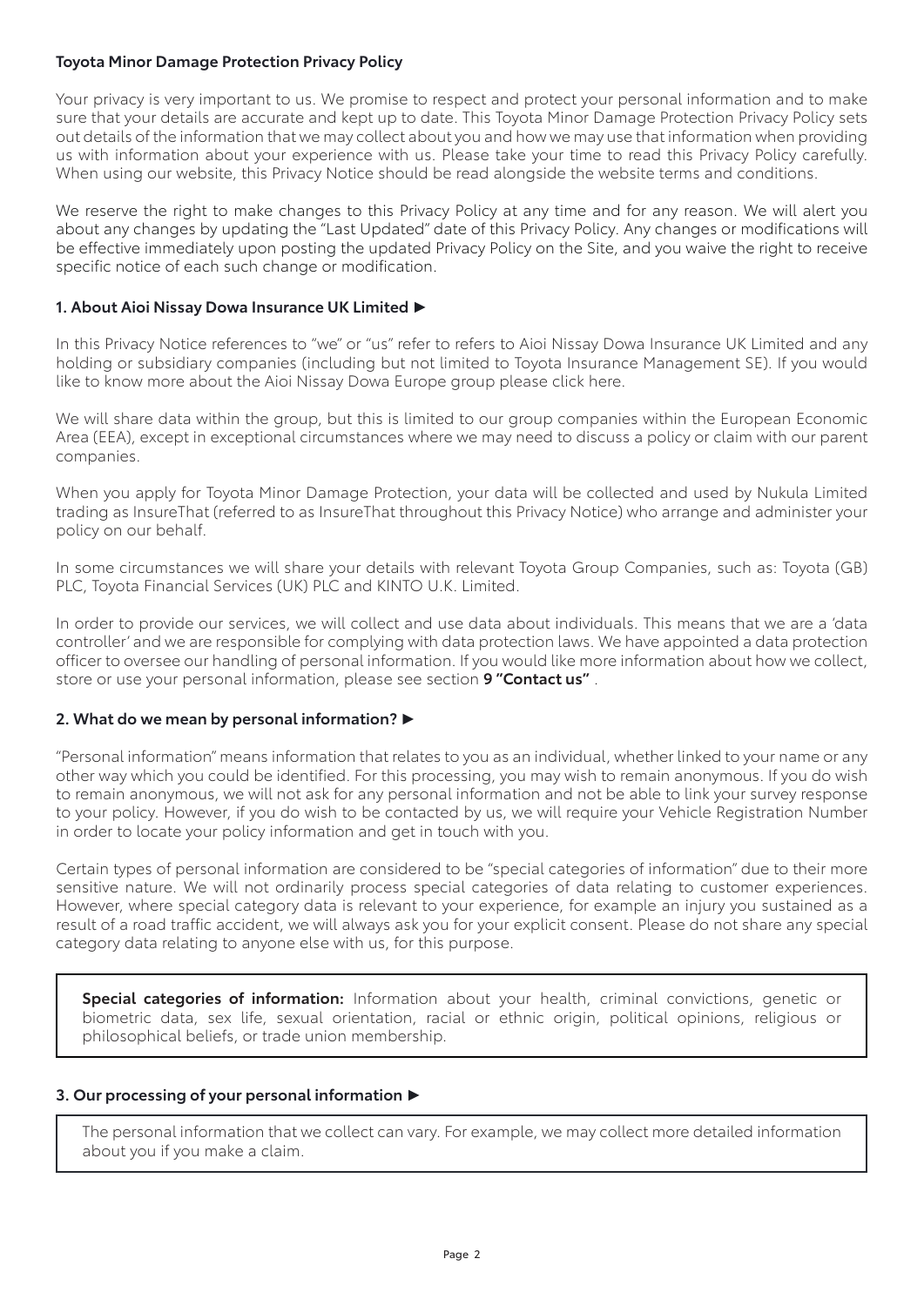## Toyota Minor Damage Protection Privacy Policy

Your privacy is very important to us. We promise to respect and protect your personal information and to make sure that your details are accurate and kept up to date. This Toyota Minor Damage Protection Privacy Policy sets out details of the information that we may collect about you and how we may use that information when providing us with information about your experience with us. Please take your time to read this Privacy Policy carefully. When using our website, this Privacy Notice should be read alongside the website terms and conditions.

We reserve the right to make changes to this Privacy Policy at any time and for any reason. We will alert you about any changes by updating the "Last Updated" date of this Privacy Policy. Any changes or modifications will be effective immediately upon posting the updated Privacy Policy on the Site, and you waive the right to receive specific notice of each such change or modification.

### 1. About Aioi Nissay Dowa Insurance UK Limited ►

In this Privacy Notice references to "we" or "us" refer to refers to Aioi Nissay Dowa Insurance UK Limited and any holding or subsidiary companies (including but not limited to Toyota Insurance Management SE). If you would like to know more about the Aioi Nissay Dowa Europe group please click here.

We will share data within the group, but this is limited to our group companies within the European Economic Area (EEA), except in exceptional circumstances where we may need to discuss a policy or claim with our parent companies.

When you apply for Toyota Minor Damage Protection, your data will be collected and used by Nukula Limited trading as InsureThat (referred to as InsureThat throughout this Privacy Notice) who arrange and administer your policy on our behalf.

In some circumstances we will share your details with relevant Toyota Group Companies, such as: Toyota (GB) PLC, Toyota Financial Services (UK) PLC and KINTO U.K. Limited.

In order to provide our services, we will collect and use data about individuals. This means that we are a 'data controller' and we are responsible for complying with data protection laws. We have appointed a data protection officer to oversee our handling of personal information. If you would like more information about how we collect, store or use your personal information, please see section **9 "Contact us"** .

### 2. What do we mean by personal information? ►

"Personal information" means information that relates to you as an individual, whether linked to your name or any other way which you could be identified. For this processing, you may wish to remain anonymous. If you do wish to remain anonymous, we will not ask for any personal information and not be able to link your survey response to your policy. However, if you do wish to be contacted by us, we will require your Vehicle Registration Number in order to locate your policy information and get in touch with you.

Certain types of personal information are considered to be "special categories of information" due to their more sensitive nature. We will not ordinarily process special categories of data relating to customer experiences. However, where special category data is relevant to your experience, for example an injury you sustained as a result of a road traffic accident, we will always ask you for your explicit consent. Please do not share any special category data relating to anyone else with us, for this purpose.

> **Special categories of information:** Information about your health, criminal convictions, genetic or biometric data, sex life, sexual orientation, racial or ethnic origin, political opinions, religious or philosophical beliefs, or trade union membership.

### 3. Our processing of your personal information ►

> The personal information that we collect can vary. For example, we may collect more detailed information about you if you make a claim.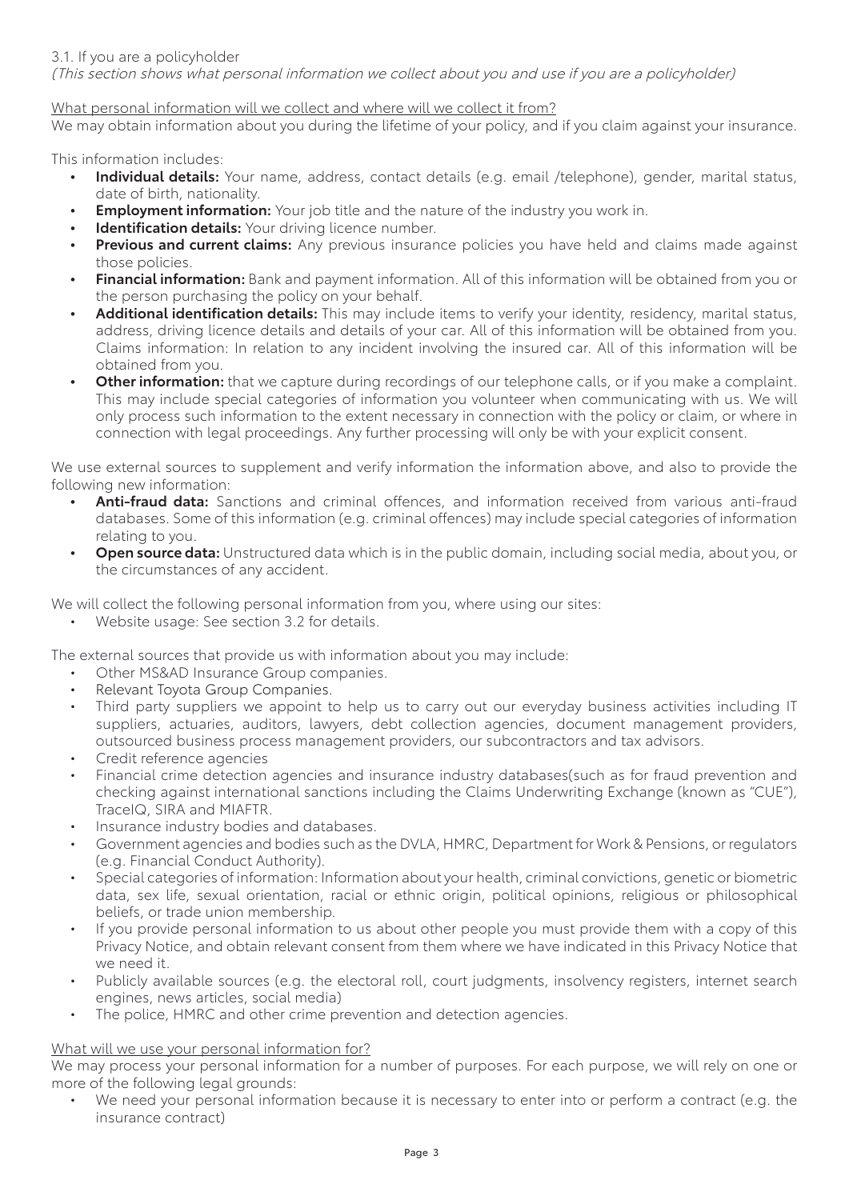3.1. If you are a policyholder

*(This section shows what personal information we collect about you and use if you are a policyholder)*

<u>What personal information will we collect and where will we collect it from?</u>

We may obtain information about you during the lifetime of your policy, and if you claim against your insurance.

This information includes:

- **Individual details:** Your name, address, contact details (e.g. email /telephone), gender, marital status, date of birth, nationality.
- **Employment information:** Your job title and the nature of the industry you work in.
- **Identification details:** Your driving licence number.
- **Previous and current claims:** Any previous insurance policies you have held and claims made against those policies.
- **Financial information:** Bank and payment information. All of this information will be obtained from you or the person purchasing the policy on your behalf.
- **Additional identification details:** This may include items to verify your identity, residency, marital status, address, driving licence details and details of your car. All of this information will be obtained from you. Claims information: In relation to any incident involving the insured car. All of this information will be obtained from you.
- **Other information:** that we capture during recordings of our telephone calls, or if you make a complaint. This may include special categories of information you volunteer when communicating with us. We will only process such information to the extent necessary in connection with the policy or claim, or where in connection with legal proceedings. Any further processing will only be with your explicit consent.

We use external sources to supplement and verify information the information above, and also to provide the following new information:

- **Anti-fraud data:** Sanctions and criminal offences, and information received from various anti-fraud databases. Some of this information (e.g. criminal offences) may include special categories of information relating to you.
- **Open source data:** Unstructured data which is in the public domain, including social media, about you, or the circumstances of any accident.

We will collect the following personal information from you, where using our sites:

- Website usage: See section 3.2 for details.

The external sources that provide us with information about you may include:

- Other MS&AD Insurance Group companies.
- Relevant Toyota Group Companies.
- Third party suppliers we appoint to help us to carry out our everyday business activities including IT suppliers, actuaries, auditors, lawyers, debt collection agencies, document management providers, outsourced business process management providers, our subcontractors and tax advisors.
- Credit reference agencies
- Financial crime detection agencies and insurance industry databases(such as for fraud prevention and checking against international sanctions including the Claims Underwriting Exchange (known as "CUE"), TraceIQ, SIRA and MIAFTR.
- Insurance industry bodies and databases.
- Government agencies and bodies such as the DVLA, HMRC, Department for Work & Pensions, or regulators (e.g. Financial Conduct Authority).
- Special categories of information: Information about your health, criminal convictions, genetic or biometric data, sex life, sexual orientation, racial or ethnic origin, political opinions, religious or philosophical beliefs, or trade union membership.
- If you provide personal information to us about other people you must provide them with a copy of this Privacy Notice, and obtain relevant consent from them where we have indicated in this Privacy Notice that we need it.
- Publicly available sources (e.g. the electoral roll, court judgments, insolvency registers, internet search engines, news articles, social media)
- The police, HMRC and other crime prevention and detection agencies.

<u>What will we use your personal information for?</u>

We may process your personal information for a number of purposes. For each purpose, we will rely on one or more of the following legal grounds:

- We need your personal information because it is necessary to enter into or perform a contract (e.g. the insurance contract)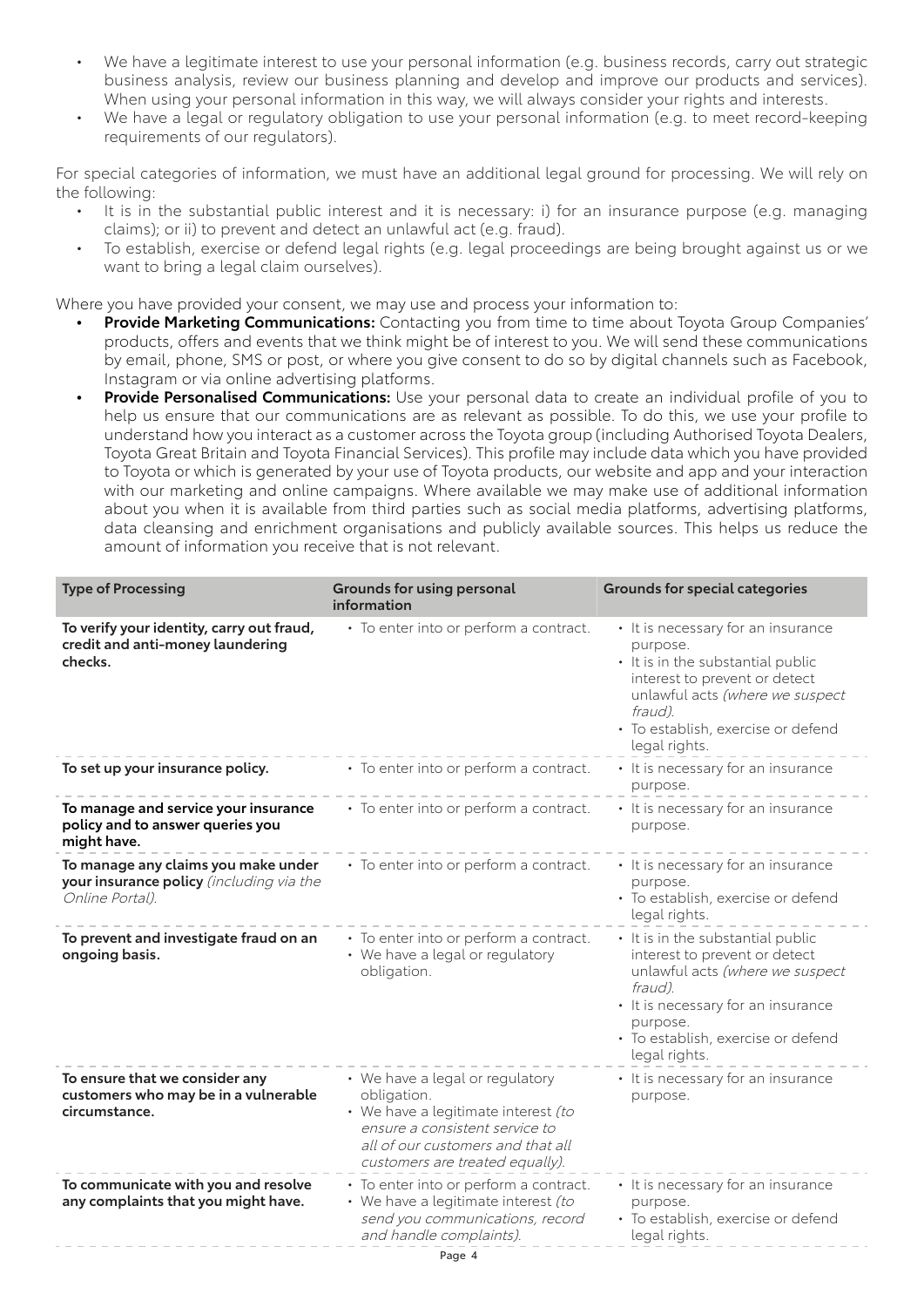- We have a legitimate interest to use your personal information (e.g. business records, carry out strategic business analysis, review our business planning and develop and improve our products and services). When using your personal information in this way, we will always consider your rights and interests.
- We have a legal or regulatory obligation to use your personal information (e.g. to meet record-keeping requirements of our regulators).

For special categories of information, we must have an additional legal ground for processing. We will rely on the following:

- It is in the substantial public interest and it is necessary: i) for an insurance purpose (e.g. managing claims); or ii) to prevent and detect an unlawful act (e.g. fraud).
- To establish, exercise or defend legal rights (e.g. legal proceedings are being brought against us or we want to bring a legal claim ourselves).

Where you have provided your consent, we may use and process your information to:

- **Provide Marketing Communications:** Contacting you from time to time about Toyota Group Companies' products, offers and events that we think might be of interest to you. We will send these communications by email, phone, SMS or post, or where you give consent to do so by digital channels such as Facebook, Instagram or via online advertising platforms.
- **Provide Personalised Communications:** Use your personal data to create an individual profile of you to help us ensure that our communications are as relevant as possible. To do this, we use your profile to understand how you interact as a customer across the Toyota group (including Authorised Toyota Dealers, Toyota Great Britain and Toyota Financial Services). This profile may include data which you have provided to Toyota or which is generated by your use of Toyota products, our website and app and your interaction with our marketing and online campaigns. Where available we may make use of additional information about you when it is available from third parties such as social media platforms, advertising platforms, data cleansing and enrichment organisations and publicly available sources. This helps us reduce the amount of information you receive that is not relevant.

| Type of Processing | Grounds for using personal information | Grounds for special categories |
|---|---|---|
| **To verify your identity, carry out fraud, credit and anti-money laundering checks.** | • To enter into or perform a contract. | • It is necessary for an insurance purpose.<br>• It is in the substantial public interest to prevent or detect unlawful acts *(where we suspect fraud)*.<br>• To establish, exercise or defend legal rights. |
| **To set up your insurance policy.** | • To enter into or perform a contract. | • It is necessary for an insurance purpose. |
| **To manage and service your insurance policy and to answer queries you might have.** | • To enter into or perform a contract. | • It is necessary for an insurance purpose. |
| **To manage any claims you make under your insurance policy** *(including via the Online Portal)*. | • To enter into or perform a contract. | • It is necessary for an insurance purpose.<br>• To establish, exercise or defend legal rights. |
| **To prevent and investigate fraud on an ongoing basis.** | • To enter into or perform a contract.<br>• We have a legal or regulatory obligation. | • It is in the substantial public interest to prevent or detect unlawful acts *(where we suspect fraud)*.<br>• It is necessary for an insurance purpose.<br>• To establish, exercise or defend legal rights. |
| **To ensure that we consider any customers who may be in a vulnerable circumstance.** | • We have a legal or regulatory obligation.<br>• We have a legitimate interest *(to ensure a consistent service to all of our customers and that all customers are treated equally)*. | • It is necessary for an insurance purpose. |
| **To communicate with you and resolve any complaints that you might have.** | • To enter into or perform a contract.<br>• We have a legitimate interest *(to send you communications, record and handle complaints)*. | • It is necessary for an insurance purpose.<br>• To establish, exercise or defend legal rights. |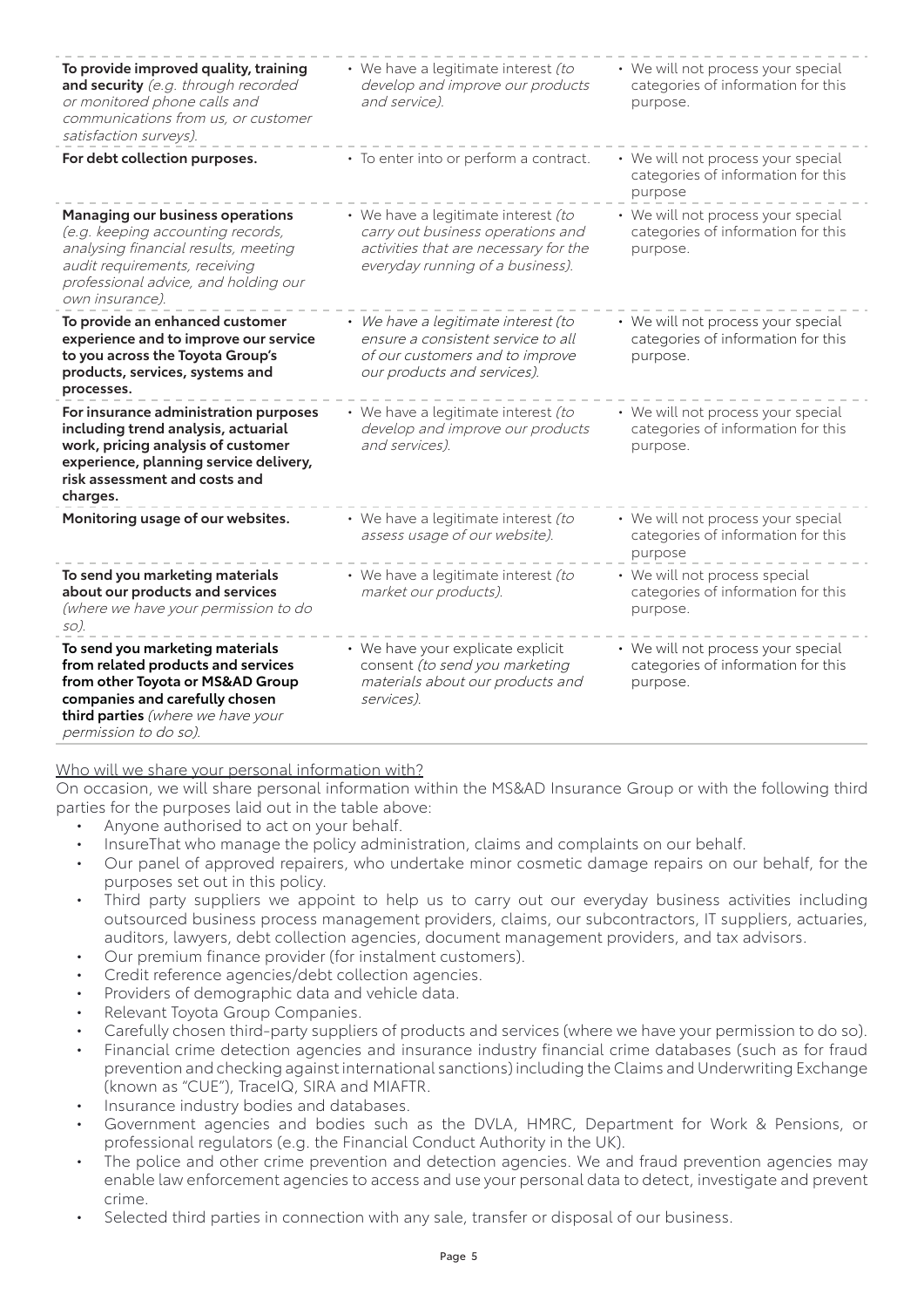| | | |
|---|---|---|
| **To provide improved quality, training and security** *(e.g. through recorded or monitored phone calls and communications from us, or customer satisfaction surveys).* | • We have a legitimate interest *(to develop and improve our products and service).* | • We will not process your special categories of information for this purpose. |
| **For debt collection purposes.** | • To enter into or perform a contract. | • We will not process your special categories of information for this purpose |
| **Managing our business operations** *(e.g. keeping accounting records, analysing financial results, meeting audit requirements, receiving professional advice, and holding our own insurance).* | • We have a legitimate interest *(to carry out business operations and activities that are necessary for the everyday running of a business).* | • We will not process your special categories of information for this purpose. |
| **To provide an enhanced customer experience and to improve our service to you across the Toyota Group's products, services, systems and processes.** | • *We have a legitimate interest (to ensure a consistent service to all of our customers and to improve our products and services).* | • We will not process your special categories of information for this purpose. |
| **For insurance administration purposes including trend analysis, actuarial work, pricing analysis of customer experience, planning service delivery, risk assessment and costs and charges.** | • We have a legitimate interest *(to develop and improve our products and services).* | • We will not process your special categories of information for this purpose. |
| **Monitoring usage of our websites.** | • We have a legitimate interest *(to assess usage of our website).* | • We will not process your special categories of information for this purpose |
| **To send you marketing materials about our products and services** *(where we have your permission to do so).* | • We have a legitimate interest *(to market our products).* | • We will not process special categories of information for this purpose. |
| **To send you marketing materials from related products and services from other Toyota or MS&AD Group companies and carefully chosen third parties** *(where we have your permission to do so).* | • We have your explicate explicit consent *(to send you marketing materials about our products and services).* | • We will not process your special categories of information for this purpose. |

Who will we share your personal information with?

On occasion, we will share personal information within the MS&AD Insurance Group or with the following third parties for the purposes laid out in the table above:

- Anyone authorised to act on your behalf.
- InsureThat who manage the policy administration, claims and complaints on our behalf.
- Our panel of approved repairers, who undertake minor cosmetic damage repairs on our behalf, for the purposes set out in this policy.
- Third party suppliers we appoint to help us to carry out our everyday business activities including outsourced business process management providers, claims, our subcontractors, IT suppliers, actuaries, auditors, lawyers, debt collection agencies, document management providers, and tax advisors.
- Our premium finance provider (for instalment customers).
- Credit reference agencies/debt collection agencies.
- Providers of demographic data and vehicle data.
- Relevant Toyota Group Companies.
- Carefully chosen third-party suppliers of products and services (where we have your permission to do so).
- Financial crime detection agencies and insurance industry financial crime databases (such as for fraud prevention and checking against international sanctions) including the Claims and Underwriting Exchange (known as "CUE"), TraceIQ, SIRA and MIAFTR.
- Insurance industry bodies and databases.
- Government agencies and bodies such as the DVLA, HMRC, Department for Work & Pensions, or professional regulators (e.g. the Financial Conduct Authority in the UK).
- The police and other crime prevention and detection agencies. We and fraud prevention agencies may enable law enforcement agencies to access and use your personal data to detect, investigate and prevent crime.
- Selected third parties in connection with any sale, transfer or disposal of our business.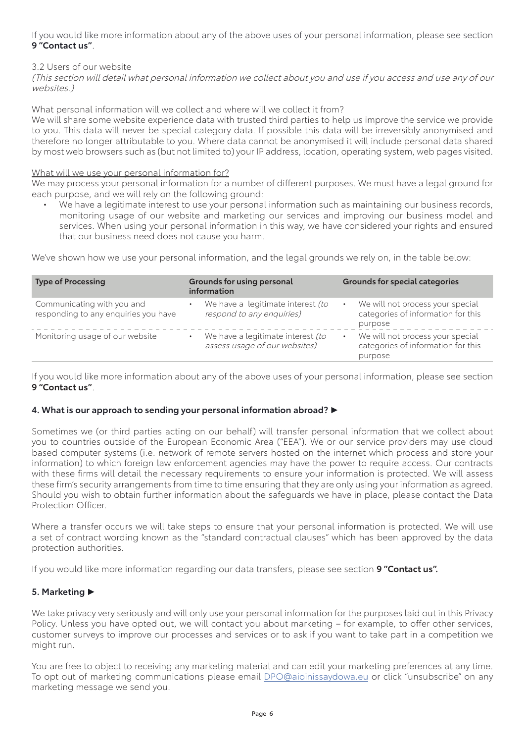If you would like more information about any of the above uses of your personal information, please see section **9 "Contact us"**.

3.2 Users of our website

*(This section will detail what personal information we collect about you and use if you access and use any of our websites.)*

What personal information will we collect and where will we collect it from?

We will share some website experience data with trusted third parties to help us improve the service we provide to you. This data will never be special category data. If possible this data will be irreversibly anonymised and therefore no longer attributable to you. Where data cannot be anonymised it will include personal data shared by most web browsers such as (but not limited to) your IP address, location, operating system, web pages visited.

<u>What will we use your personal information for?</u>

We may process your personal information for a number of different purposes. We must have a legal ground for each purpose, and we will rely on the following ground:

- We have a legitimate interest to use your personal information such as maintaining our business records, monitoring usage of our website and marketing our services and improving our business model and services. When using your personal information in this way, we have considered your rights and ensured that our business need does not cause you harm.

We've shown how we use your personal information, and the legal grounds we rely on, in the table below:

| Type of Processing | Grounds for using personal information | Grounds for special categories |
|---|---|---|
| Communicating with you and responding to any enquiries you have | • We have a legitimate interest *(to respond to any enquiries)* | • We will not process your special categories of information for this purpose |
| Monitoring usage of our website | • We have a legitimate interest *(to assess usage of our websites)* | • We will not process your special categories of information for this purpose |

If you would like more information about any of the above uses of your personal information, please see section **9 "Contact us"**.

## 4. What is our approach to sending your personal information abroad? ►

Sometimes we (or third parties acting on our behalf) will transfer personal information that we collect about you to countries outside of the European Economic Area ("EEA"). We or our service providers may use cloud based computer systems (i.e. network of remote servers hosted on the internet which process and store your information) to which foreign law enforcement agencies may have the power to require access. Our contracts with these firms will detail the necessary requirements to ensure your information is protected. We will assess these firm's security arrangements from time to time ensuring that they are only using your information as agreed. Should you wish to obtain further information about the safeguards we have in place, please contact the Data Protection Officer.

Where a transfer occurs we will take steps to ensure that your personal information is protected. We will use a set of contract wording known as the "standard contractual clauses" which has been approved by the data protection authorities.

If you would like more information regarding our data transfers, please see section **9 "Contact us".**

## 5. Marketing ►

We take privacy very seriously and will only use your personal information for the purposes laid out in this Privacy Policy. Unless you have opted out, we will contact you about marketing – for example, to offer other services, customer surveys to improve our processes and services or to ask if you want to take part in a competition we might run.

You are free to object to receiving any marketing material and can edit your marketing preferences at any time. To opt out of marketing communications please email DPO@aioinissaydowa.eu or click "unsubscribe" on any marketing message we send you.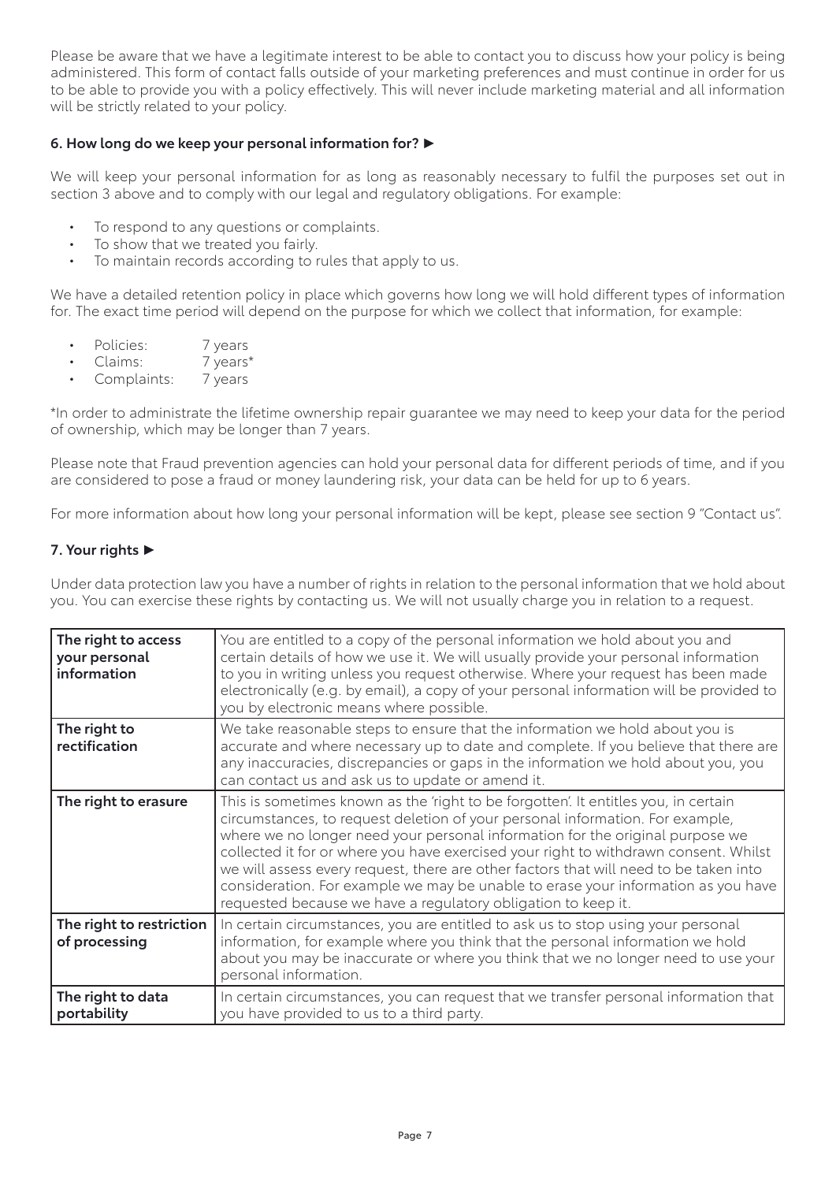Please be aware that we have a legitimate interest to be able to contact you to discuss how your policy is being administered. This form of contact falls outside of your marketing preferences and must continue in order for us to be able to provide you with a policy effectively. This will never include marketing material and all information will be strictly related to your policy.

### 6. How long do we keep your personal information for? ►

We will keep your personal information for as long as reasonably necessary to fulfil the purposes set out in section 3 above and to comply with our legal and regulatory obligations. For example:

- To respond to any questions or complaints.
- To show that we treated you fairly.
- To maintain records according to rules that apply to us.

We have a detailed retention policy in place which governs how long we will hold different types of information for. The exact time period will depend on the purpose for which we collect that information, for example:

- Policies: 7 years
- Claims: 7 years*
- Complaints: 7 years

*In order to administrate the lifetime ownership repair guarantee we may need to keep your data for the period of ownership, which may be longer than 7 years.

Please note that Fraud prevention agencies can hold your personal data for different periods of time, and if you are considered to pose a fraud or money laundering risk, your data can be held for up to 6 years.

For more information about how long your personal information will be kept, please see section 9 "Contact us".

### 7. Your rights ►

Under data protection law you have a number of rights in relation to the personal information that we hold about you. You can exercise these rights by contacting us. We will not usually charge you in relation to a request.

| | |
|---|---|
| **The right to access your personal information** | You are entitled to a copy of the personal information we hold about you and certain details of how we use it. We will usually provide your personal information to you in writing unless you request otherwise. Where your request has been made electronically (e.g. by email), a copy of your personal information will be provided to you by electronic means where possible. |
| **The right to rectification** | We take reasonable steps to ensure that the information we hold about you is accurate and where necessary up to date and complete. If you believe that there are any inaccuracies, discrepancies or gaps in the information we hold about you, you can contact us and ask us to update or amend it. |
| **The right to erasure** | This is sometimes known as the 'right to be forgotten'. It entitles you, in certain circumstances, to request deletion of your personal information. For example, where we no longer need your personal information for the original purpose we collected it for or where you have exercised your right to withdrawn consent. Whilst we will assess every request, there are other factors that will need to be taken into consideration. For example we may be unable to erase your information as you have requested because we have a regulatory obligation to keep it. |
| **The right to restriction of processing** | In certain circumstances, you are entitled to ask us to stop using your personal information, for example where you think that the personal information we hold about you may be inaccurate or where you think that we no longer need to use your personal information. |
| **The right to data portability** | In certain circumstances, you can request that we transfer personal information that you have provided to us to a third party. |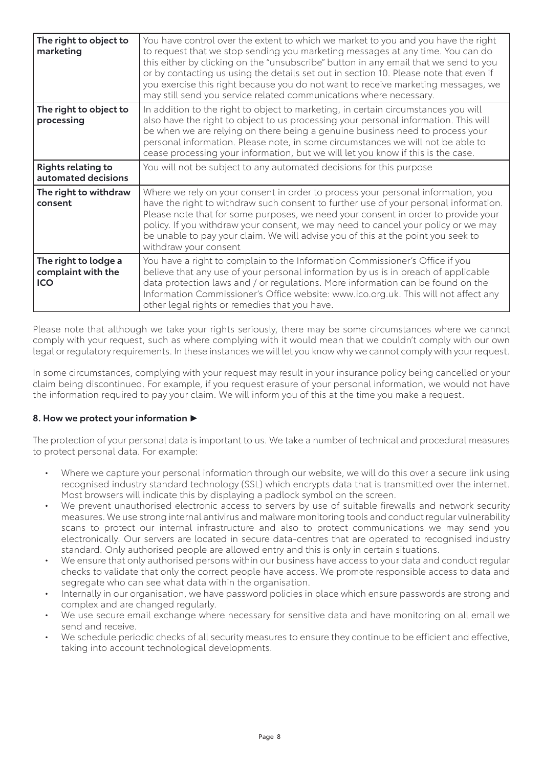| | |
|---|---|
| **The right to object to marketing** | You have control over the extent to which we market to you and you have the right to request that we stop sending you marketing messages at any time. You can do this either by clicking on the "unsubscribe" button in any email that we send to you or by contacting us using the details set out in section 10. Please note that even if you exercise this right because you do not want to receive marketing messages, we may still send you service related communications where necessary. |
| **The right to object to processing** | In addition to the right to object to marketing, in certain circumstances you will also have the right to object to us processing your personal information. This will be when we are relying on there being a genuine business need to process your personal information. Please note, in some circumstances we will not be able to cease processing your information, but we will let you know if this is the case. |
| **Rights relating to automated decisions** | You will not be subject to any automated decisions for this purpose |
| **The right to withdraw consent** | Where we rely on your consent in order to process your personal information, you have the right to withdraw such consent to further use of your personal information. Please note that for some purposes, we need your consent in order to provide your policy. If you withdraw your consent, we may need to cancel your policy or we may be unable to pay your claim. We will advise you of this at the point you seek to withdraw your consent |
| **The right to lodge a complaint with the ICO** | You have a right to complain to the Information Commissioner's Office if you believe that any use of your personal information by us is in breach of applicable data protection laws and / or regulations. More information can be found on the Information Commissioner's Office website: www.ico.org.uk. This will not affect any other legal rights or remedies that you have. |

Please note that although we take your rights seriously, there may be some circumstances where we cannot comply with your request, such as where complying with it would mean that we couldn't comply with our own legal or regulatory requirements. In these instances we will let you know why we cannot comply with your request.

In some circumstances, complying with your request may result in your insurance policy being cancelled or your claim being discontinued. For example, if you request erasure of your personal information, we would not have the information required to pay your claim. We will inform you of this at the time you make a request.

### 8. How we protect your information ►

The protection of your personal data is important to us. We take a number of technical and procedural measures to protect personal data. For example:

- Where we capture your personal information through our website, we will do this over a secure link using recognised industry standard technology (SSL) which encrypts data that is transmitted over the internet. Most browsers will indicate this by displaying a padlock symbol on the screen.
- We prevent unauthorised electronic access to servers by use of suitable firewalls and network security measures. We use strong internal antivirus and malware monitoring tools and conduct regular vulnerability scans to protect our internal infrastructure and also to protect communications we may send you electronically. Our servers are located in secure data-centres that are operated to recognised industry standard. Only authorised people are allowed entry and this is only in certain situations.
- We ensure that only authorised persons within our business have access to your data and conduct regular checks to validate that only the correct people have access. We promote responsible access to data and segregate who can see what data within the organisation.
- Internally in our organisation, we have password policies in place which ensure passwords are strong and complex and are changed regularly.
- We use secure email exchange where necessary for sensitive data and have monitoring on all email we send and receive.
- We schedule periodic checks of all security measures to ensure they continue to be efficient and effective, taking into account technological developments.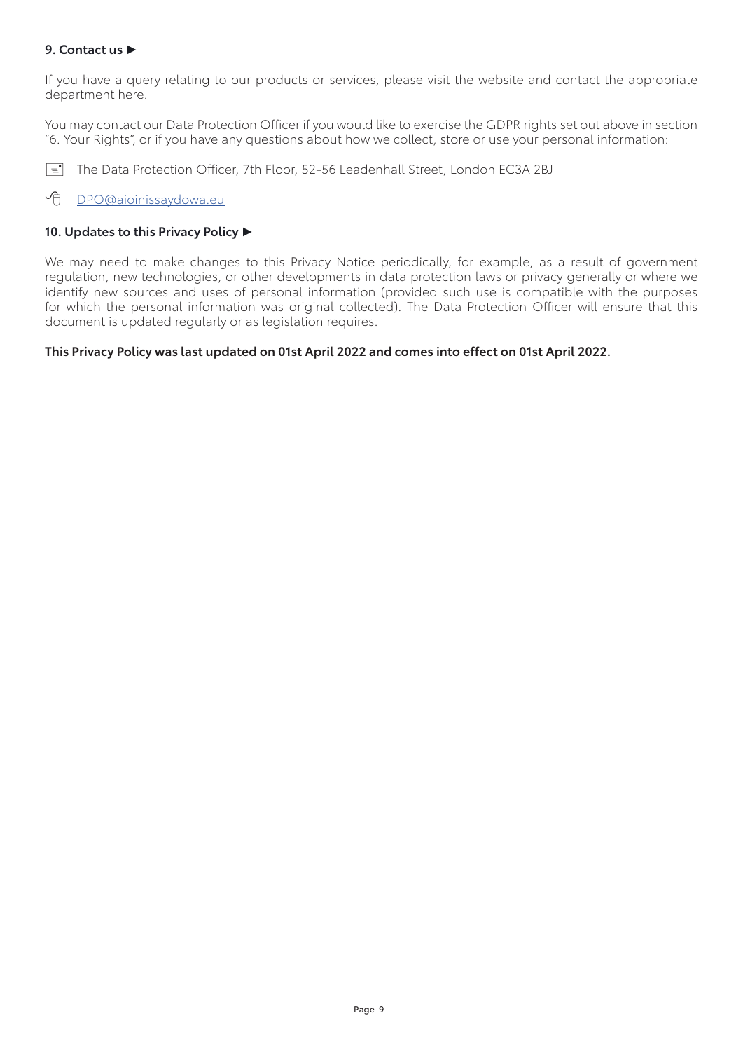## 9. Contact us ►

If you have a query relating to our products or services, please visit the website and contact the appropriate department here.

You may contact our Data Protection Officer if you would like to exercise the GDPR rights set out above in section "6. Your Rights", or if you have any questions about how we collect, store or use your personal information:

The Data Protection Officer, 7th Floor, 52-56 Leadenhall Street, London EC3A 2BJ

DPO@aioinissaydowa.eu

## 10. Updates to this Privacy Policy ►

We may need to make changes to this Privacy Notice periodically, for example, as a result of government regulation, new technologies, or other developments in data protection laws or privacy generally or where we identify new sources and uses of personal information (provided such use is compatible with the purposes for which the personal information was original collected). The Data Protection Officer will ensure that this document is updated regularly or as legislation requires.

**This Privacy Policy was last updated on 01st April 2022 and comes into effect on 01st April 2022.**